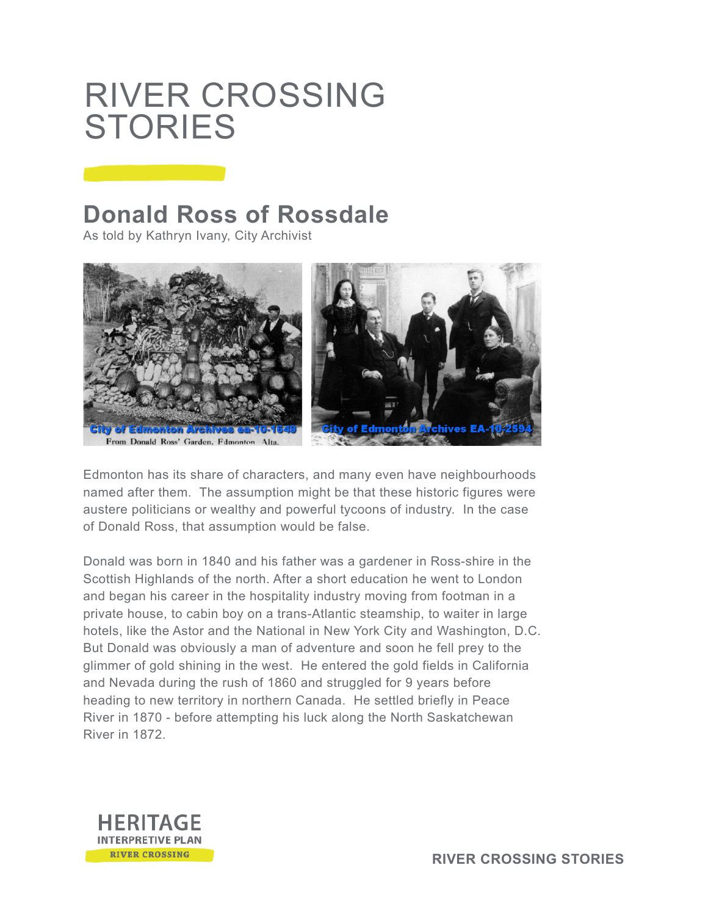# RIVER CROSSING STORIES

## Donald Ross of Rossdale

As told by Kathryn Ivany, City Archivist

City of Edmonton Archives ea-10-1649

From Donald Ross' Garden, Edmonton, Alta.

City of Edmonton Archives EA-10-2594

Edmonton has its share of characters, and many even have neighbourhoods named after them. The assumption might be that these historic figures were austere politicians or wealthy and powerful tycoons of industry. In the case of Donald Ross, that assumption would be false.

Donald was born in 1840 and his father was a gardener in Ross-shire in the Scottish Highlands of the north. After a short education he went to London and began his career in the hospitality industry moving from footman in a private house, to cabin boy on a trans-Atlantic steamship, to waiter in large hotels, like the Astor and the National in New York City and Washington, D.C. But Donald was obviously a man of adventure and soon he fell prey to the glimmer of gold shining in the west. He entered the gold fields in California and Nevada during the rush of 1860 and struggled for 9 years before heading to new territory in northern Canada. He settled briefly in Peace River in 1870 - before attempting his luck along the North Saskatchewan River in 1872.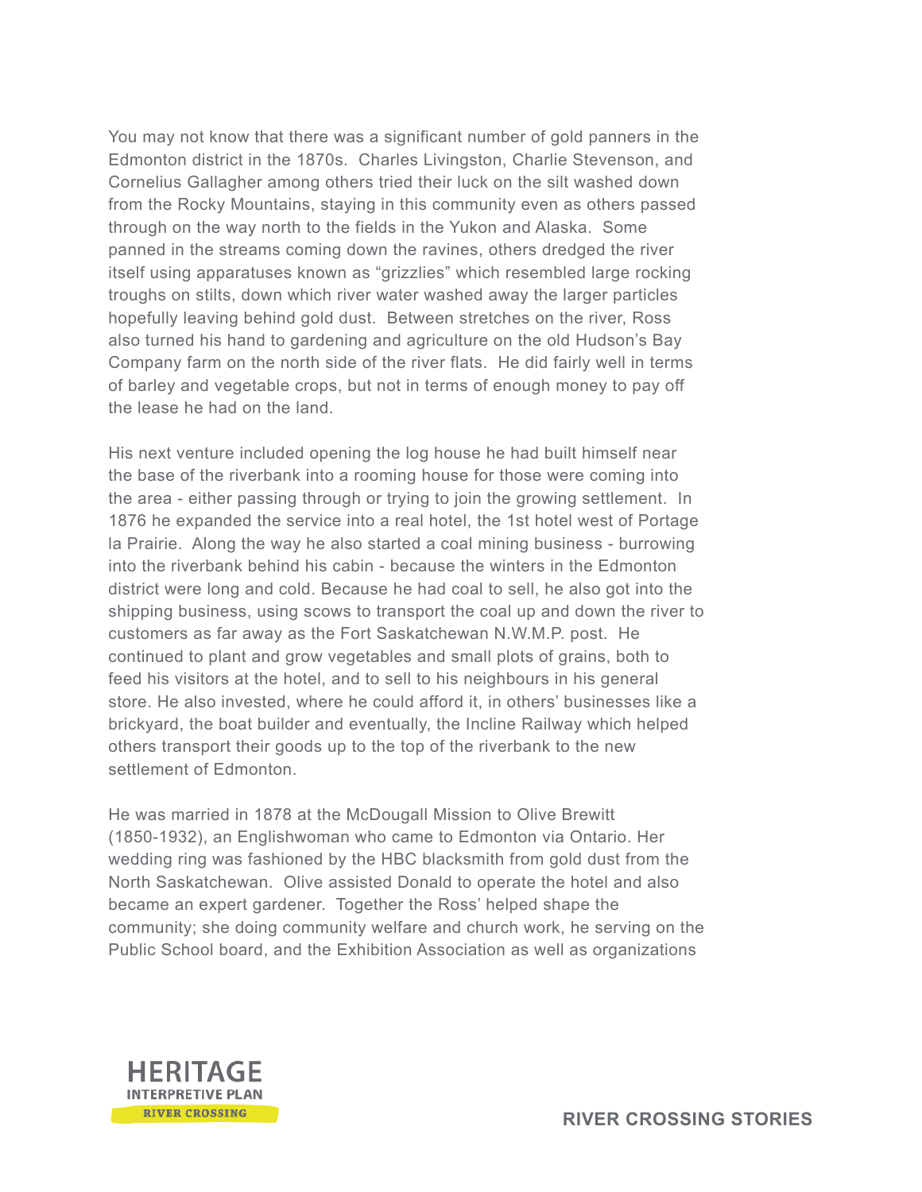You may not know that there was a significant number of gold panners in the Edmonton district in the 1870s. Charles Livingston, Charlie Stevenson, and Cornelius Gallagher among others tried their luck on the silt washed down from the Rocky Mountains, staying in this community even as others passed through on the way north to the fields in the Yukon and Alaska. Some panned in the streams coming down the ravines, others dredged the river itself using apparatuses known as "grizzlies" which resembled large rocking troughs on stilts, down which river water washed away the larger particles hopefully leaving behind gold dust. Between stretches on the river, Ross also turned his hand to gardening and agriculture on the old Hudson's Bay Company farm on the north side of the river flats. He did fairly well in terms of barley and vegetable crops, but not in terms of enough money to pay off the lease he had on the land.

His next venture included opening the log house he had built himself near the base of the riverbank into a rooming house for those were coming into the area - either passing through or trying to join the growing settlement. In 1876 he expanded the service into a real hotel, the 1st hotel west of Portage la Prairie. Along the way he also started a coal mining business - burrowing into the riverbank behind his cabin - because the winters in the Edmonton district were long and cold. Because he had coal to sell, he also got into the shipping business, using scows to transport the coal up and down the river to customers as far away as the Fort Saskatchewan N.W.M.P. post. He continued to plant and grow vegetables and small plots of grains, both to feed his visitors at the hotel, and to sell to his neighbours in his general store. He also invested, where he could afford it, in others' businesses like a brickyard, the boat builder and eventually, the Incline Railway which helped others transport their goods up to the top of the riverbank to the new settlement of Edmonton.

He was married in 1878 at the McDougall Mission to Olive Brewitt (1850-1932), an Englishwoman who came to Edmonton via Ontario. Her wedding ring was fashioned by the HBC blacksmith from gold dust from the North Saskatchewan. Olive assisted Donald to operate the hotel and also became an expert gardener. Together the Ross' helped shape the community; she doing community welfare and church work, he serving on the Public School board, and the Exhibition Association as well as organizations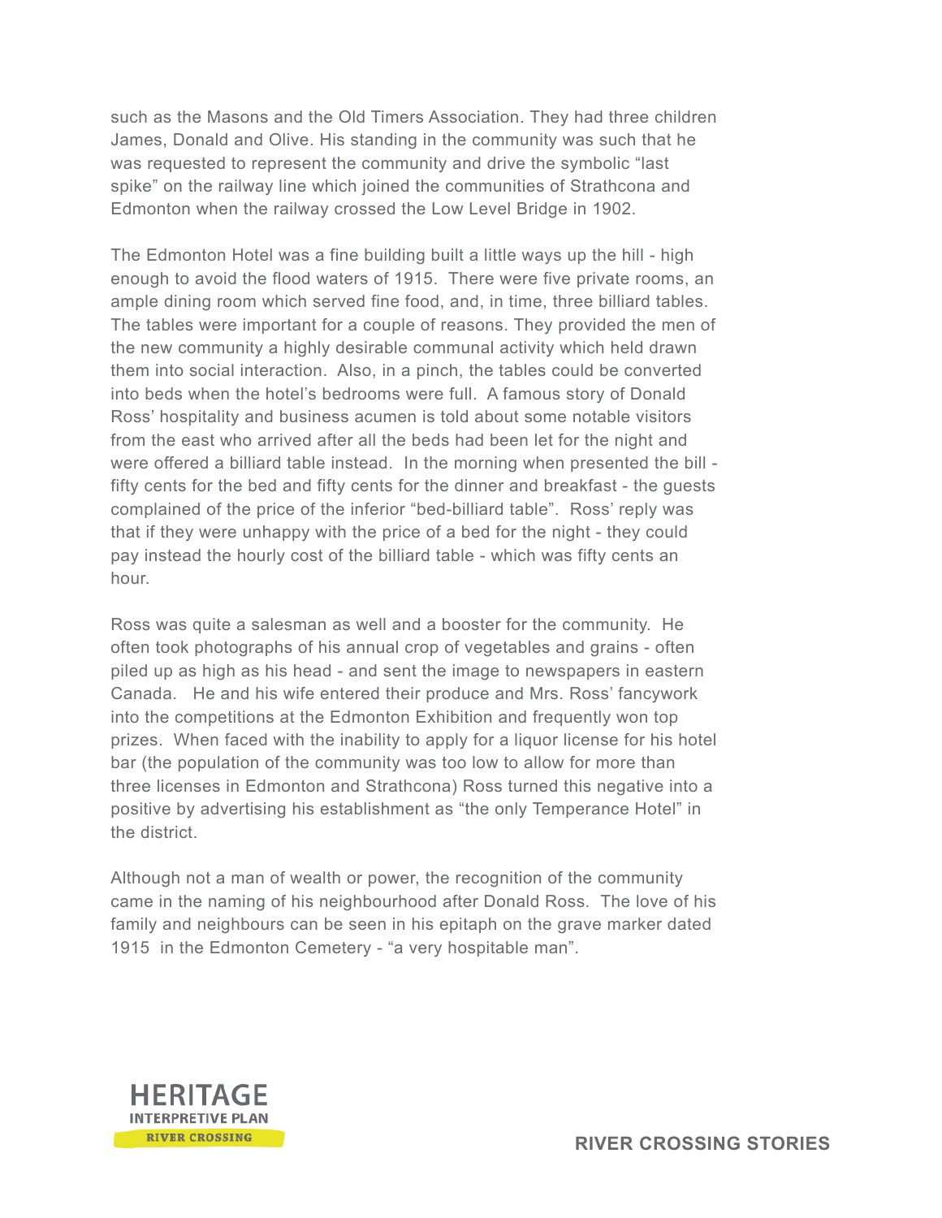such as the Masons and the Old Timers Association. They had three children James, Donald and Olive. His standing in the community was such that he was requested to represent the community and drive the symbolic "last spike" on the railway line which joined the communities of Strathcona and Edmonton when the railway crossed the Low Level Bridge in 1902.

The Edmonton Hotel was a fine building built a little ways up the hill - high enough to avoid the flood waters of 1915. There were five private rooms, an ample dining room which served fine food, and, in time, three billiard tables. The tables were important for a couple of reasons. They provided the men of the new community a highly desirable communal activity which held drawn them into social interaction. Also, in a pinch, the tables could be converted into beds when the hotel's bedrooms were full. A famous story of Donald Ross' hospitality and business acumen is told about some notable visitors from the east who arrived after all the beds had been let for the night and were offered a billiard table instead. In the morning when presented the bill - fifty cents for the bed and fifty cents for the dinner and breakfast - the guests complained of the price of the inferior "bed-billiard table". Ross' reply was that if they were unhappy with the price of a bed for the night - they could pay instead the hourly cost of the billiard table - which was fifty cents an hour.

Ross was quite a salesman as well and a booster for the community. He often took photographs of his annual crop of vegetables and grains - often piled up as high as his head - and sent the image to newspapers in eastern Canada. He and his wife entered their produce and Mrs. Ross' fancywork into the competitions at the Edmonton Exhibition and frequently won top prizes. When faced with the inability to apply for a liquor license for his hotel bar (the population of the community was too low to allow for more than three licenses in Edmonton and Strathcona) Ross turned this negative into a positive by advertising his establishment as "the only Temperance Hotel" in the district.

Although not a man of wealth or power, the recognition of the community came in the naming of his neighbourhood after Donald Ross. The love of his family and neighbours can be seen in his epitaph on the grave marker dated 1915 in the Edmonton Cemetery - "a very hospitable man".